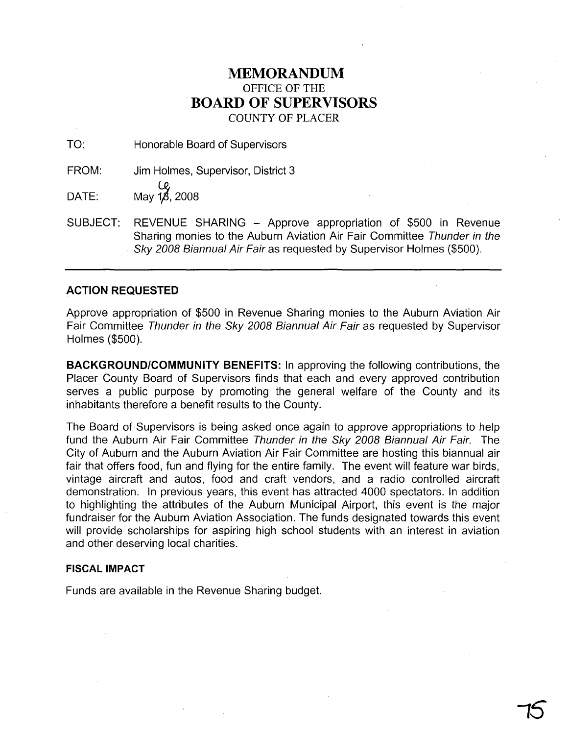# MEMORANDUM

OFFICE OF THE

# BOARD OF SUPERVISORS

COUNTY OF PLACER

TO: Honorable Board of Supervisors

FROM: Jim Holmes, Supervisor, District 3

DATE: May 16, 2008

SUBJECT: REVENUE SHARING – Approve appropriation of $500 in Revenue Sharing monies to the Auburn Aviation Air Fair Committee *Thunder in the Sky 2008 Biannual Air Fair* as requested by Supervisor Holmes ($500).

---

### ACTION REQUESTED

Approve appropriation of $500 in Revenue Sharing monies to the Auburn Aviation Air Fair Committee *Thunder in the Sky 2008 Biannual Air Fair* as requested by Supervisor Holmes ($500).

**BACKGROUND/COMMUNITY BENEFITS:** In approving the following contributions, the Placer County Board of Supervisors finds that each and every approved contribution serves a public purpose by promoting the general welfare of the County and its inhabitants therefore a benefit results to the County.

The Board of Supervisors is being asked once again to approve appropriations to help fund the Auburn Air Fair Committee *Thunder in the Sky 2008 Biannual Air Fair.* The City of Auburn and the Auburn Aviation Air Fair Committee are hosting this biannual air fair that offers food, fun and flying for the entire family. The event will feature war birds, vintage aircraft and autos, food and craft vendors, and a radio controlled aircraft demonstration. In previous years, this event has attracted 4000 spectators. In addition to highlighting the attributes of the Auburn Municipal Airport, this event is the major fundraiser for the Auburn Aviation Association. The funds designated towards this event will provide scholarships for aspiring high school students with an interest in aviation and other deserving local charities.

#### FISCAL IMPACT

Funds are available in the Revenue Sharing budget.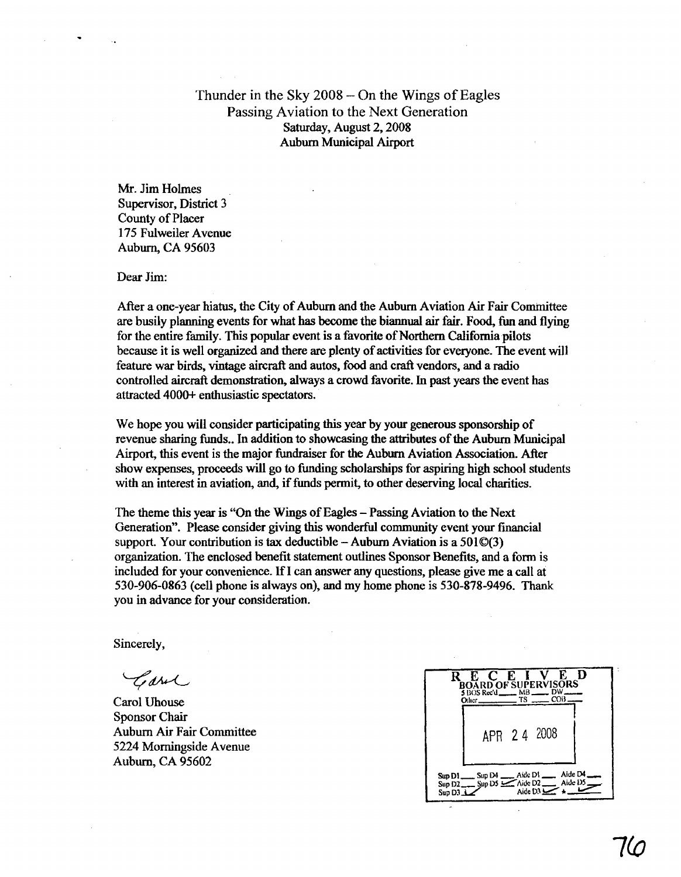Thunder in the Sky 2008 – On the Wings of Eagles
Passing Aviation to the Next Generation
Saturday, August 2, 2008
Auburn Municipal Airport

Mr. Jim Holmes
Supervisor, District 3
County of Placer
175 Fulweiler Avenue
Auburn, CA 95603

Dear Jim:

After a one-year hiatus, the City of Auburn and the Auburn Aviation Air Fair Committee are busily planning events for what has become the biannual air fair. Food, fun and flying for the entire family. This popular event is a favorite of Northern California pilots because it is well organized and there are plenty of activities for everyone. The event will feature war birds, vintage aircraft and autos, food and craft vendors, and a radio controlled aircraft demonstration, always a crowd favorite. In past years the event has attracted 4000+ enthusiastic spectators.

We hope you will consider participating this year by your generous sponsorship of revenue sharing funds.. In addition to showcasing the attributes of the Auburn Municipal Airport, this event is the major fundraiser for the Auburn Aviation Association. After show expenses, proceeds will go to funding scholarships for aspiring high school students with an interest in aviation, and, if funds permit, to other deserving local charities.

The theme this year is "On the Wings of Eagles – Passing Aviation to the Next Generation". Please consider giving this wonderful community event your financial support. Your contribution is tax deductible – Auburn Aviation is a 501©(3) organization. The enclosed benefit statement outlines Sponsor Benefits, and a form is included for your convenience. If I can answer any questions, please give me a call at 530-906-0863 (cell phone is always on), and my home phone is 530-878-9496. Thank you in advance for your consideration.

Sincerely,

Carol

Carol Uhouse
Sponsor Chair
Auburn Air Fair Committee
5224 Morningside Avenue
Auburn, CA 95602

RECEIVED
BOARD OF SUPERVISORS
5 BOS Rec'd ___ MB ___ DW ___
Other ___ TS ___ COB ___

APR 24 2008

Sup D1 ___ Sup D4 ___ Aide D1 ___ Aide D4 ___
Sup D2 ___ Sup D5 ✓ Aide D2 ___ Aide D5 ___
Sup D3 ✓ Aide D3 ✓ * ✓